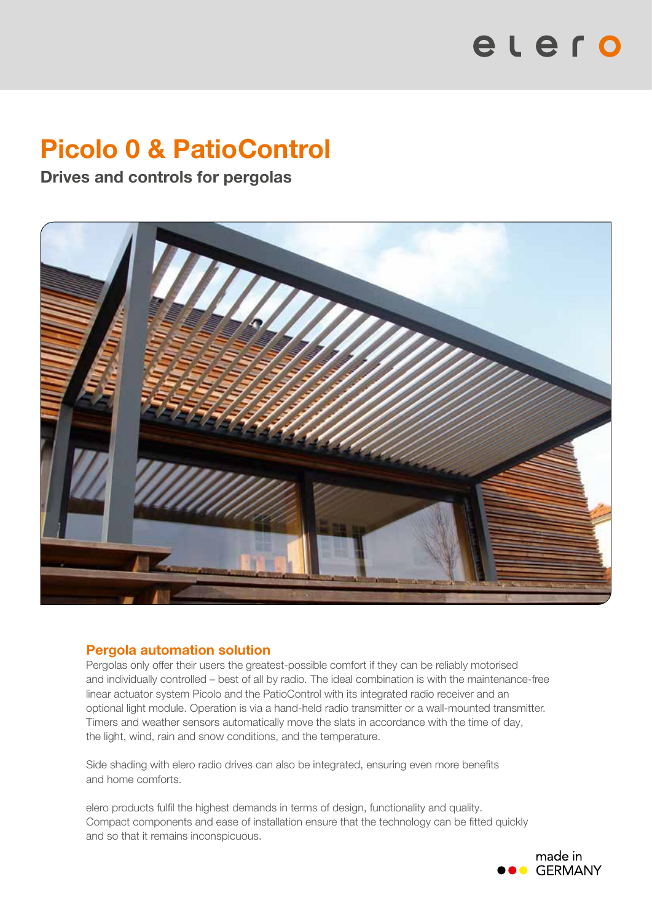# Picolo 0 & PatioControl

**Drives and controls for pergolas**

## Pergola automation solution

Pergolas only offer their users the greatest-possible comfort if they can be reliably motorised and individually controlled – best of all by radio. The ideal combination is with the maintenance-free linear actuator system Picolo and the PatioControl with its integrated radio receiver and an optional light module. Operation is via a hand-held radio transmitter or a wall-mounted transmitter. Timers and weather sensors automatically move the slats in accordance with the time of day, the light, wind, rain and snow conditions, and the temperature.

Side shading with elero radio drives can also be integrated, ensuring even more benefits and home comforts.

elero products fulfil the highest demands in terms of design, functionality and quality. Compact components and ease of installation ensure that the technology can be fitted quickly and so that it remains inconspicuous.

made in GERMANY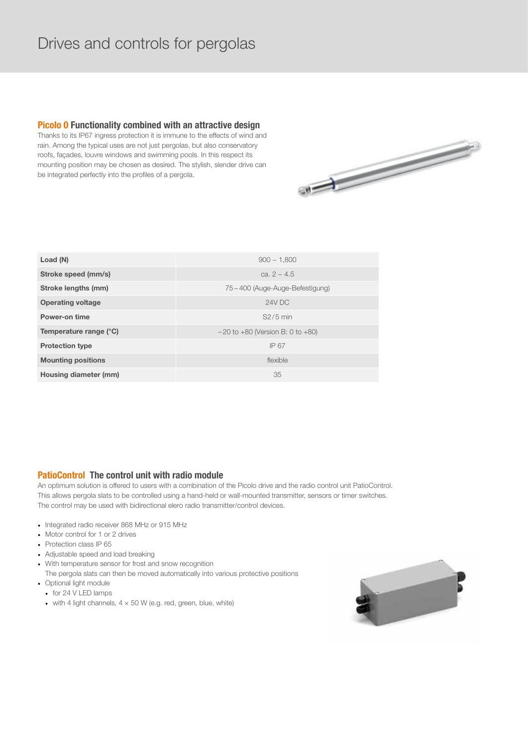# Drives and controls for pergolas

## Picolo 0 Functionality combined with an attractive design

Thanks to its IP67 ingress protection it is immune to the effects of wind and rain. Among the typical uses are not just pergolas, but also conservatory roofs, façades, louvre windows and swimming pools. In this respect its mounting position may be chosen as desired. The stylish, slender drive can be integrated perfectly into the profiles of a pergola.

| | |
|---|---|
| **Load (N)** | 900 – 1,800 |
| **Stroke speed (mm/s)** | ca. 2 – 4.5 |
| **Stroke lengths (mm)** | 75 – 400 (Auge-Auge-Befestigung) |
| **Operating voltage** | 24V DC |
| **Power-on time** | S2/5 min |
| **Temperature range (°C)** | – 20 to +80 (Version B: 0 to +80) |
| **Protection type** | IP 67 |
| **Mounting positions** | flexible |
| **Housing diameter (mm)** | 35 |

## PatioControl The control unit with radio module

An optimum solution is offered to users with a combination of the Picolo drive and the radio control unit PatioControl. This allows pergola slats to be controlled using a hand-held or wall-mounted transmitter, sensors or timer switches. The control may be used with bidirectional elero radio transmitter/control devices.

- Integrated radio receiver 868 MHz or 915 MHz
- Motor control for 1 or 2 drives
- Protection class IP 65
- Adjustable speed and load breaking
- With temperature sensor for frost and snow recognition
  The pergola slats can then be moved automatically into various protective positions
- Optional light module
  - for 24 V LED lamps
  - with 4 light channels, 4 × 50 W (e.g. red, green, blue, white)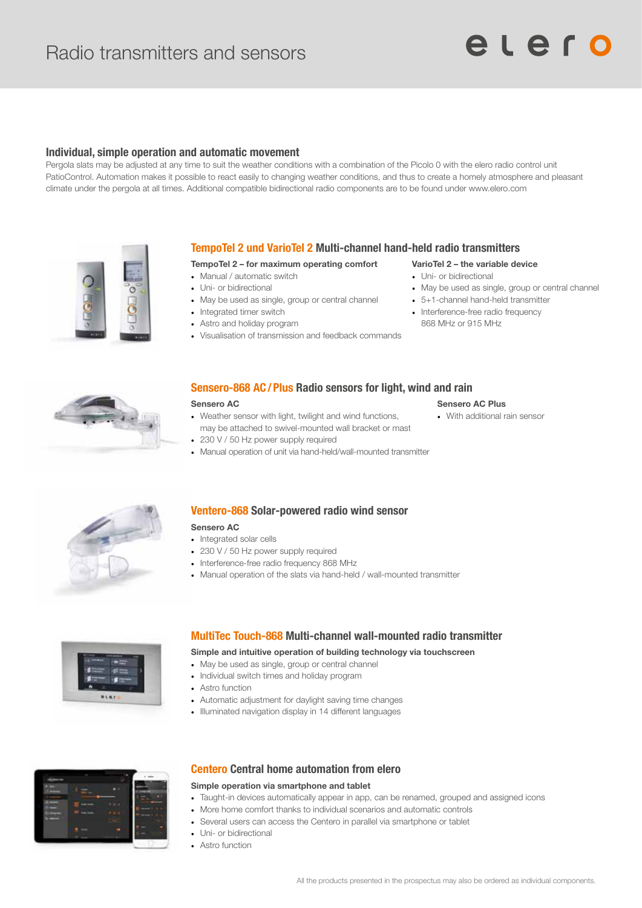# Radio transmitters and sensors

## Individual, simple operation and automatic movement

Pergola slats may be adjusted at any time to suit the weather conditions with a combination of the Picolo 0 with the elero radio control unit PatioControl. Automation makes it possible to react easily to changing weather conditions, and thus to create a homely atmosphere and pleasant climate under the pergola at all times. Additional compatible bidirectional radio components are to be found under www.elero.com

## TempoTel 2 und VarioTel 2 Multi-channel hand-held radio transmitters

**TempoTel 2 – for maximum operating comfort**

- Manual / automatic switch
- Uni- or bidirectional
- May be used as single, group or central channel
- Integrated timer switch
- Astro and holiday program
- Visualisation of transmission and feedback commands

**VarioTel 2 – the variable device**

- Uni- or bidirectional
- May be used as single, group or central channel
- 5+1-channel hand-held transmitter
- Interference-free radio frequency 868 MHz or 915 MHz

## Sensero-868 AC / Plus Radio sensors for light, wind and rain

**Sensero AC**

- Weather sensor with light, twilight and wind functions, may be attached to swivel-mounted wall bracket or mast
- 230 V / 50 Hz power supply required
- Manual operation of unit via hand-held/wall-mounted transmitter

**Sensero AC Plus**

- With additional rain sensor

## Ventero-868 Solar-powered radio wind sensor

**Sensero AC**

- Integrated solar cells
- 230 V / 50 Hz power supply required
- Interference-free radio frequency 868 MHz
- Manual operation of the slats via hand-held / wall-mounted transmitter

## MultiTec Touch-868 Multi-channel wall-mounted radio transmitter

**Simple and intuitive operation of building technology via touchscreen**

- May be used as single, group or central channel
- Individual switch times and holiday program
- Astro function
- Automatic adjustment for daylight saving time changes
- Illuminated navigation display in 14 different languages

## Centero Central home automation from elero

**Simple operation via smartphone and tablet**

- Taught-in devices automatically appear in app, can be renamed, grouped and assigned icons
- More home comfort thanks to individual scenarios and automatic controls
- Several users can access the Centero in parallel via smartphone or tablet
- Uni- or bidirectional
- Astro function

All the products presented in the prospectus may also be ordered as individual components.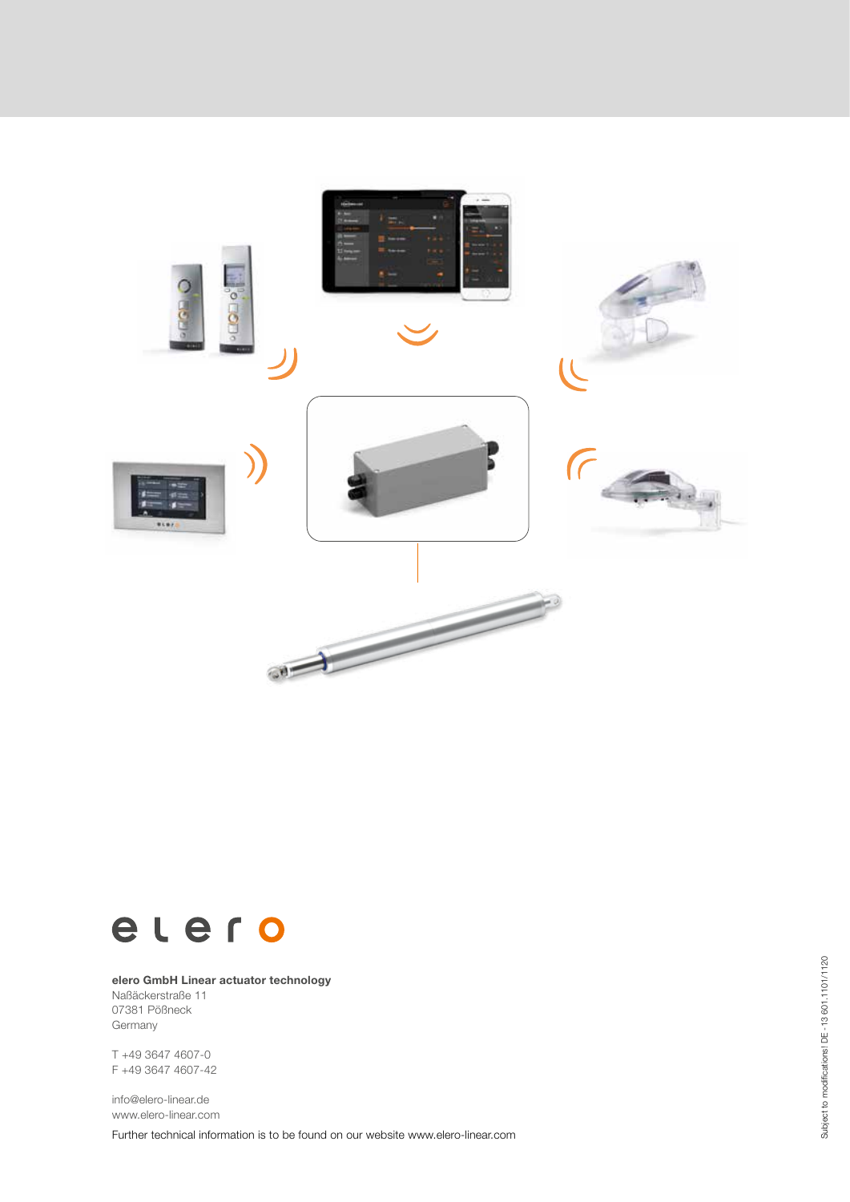elero

**elero GmbH Linear actuator technology**
Naßäckerstraße 11
07381 Pößneck
Germany

T +49 3647 4607-0
F +49 3647 4607-42

info@elero-linear.de
www.elero-linear.com

Further technical information is to be found on our website www.elero-linear.com

Subject to modifications! DE - 13 601.1101/1120